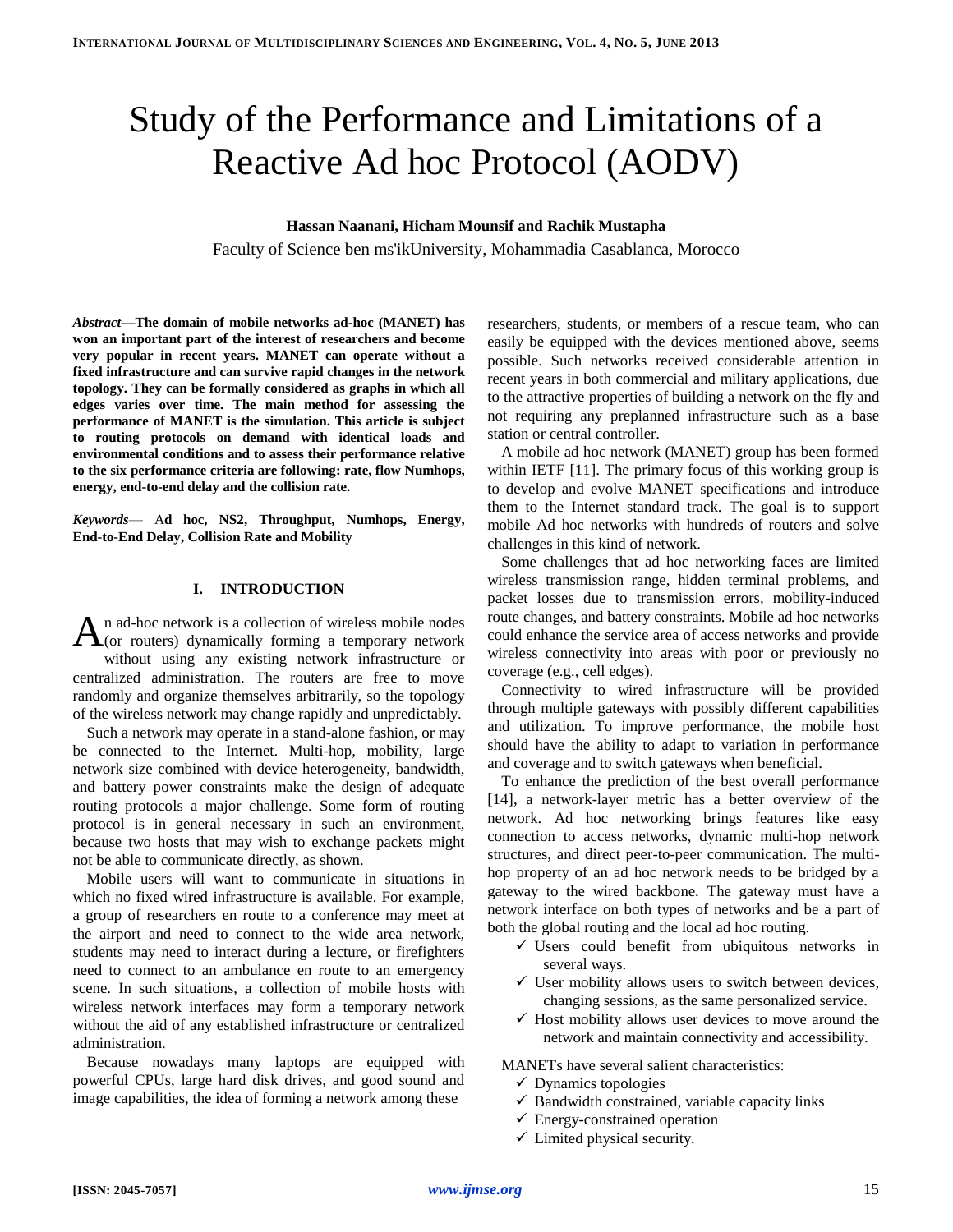# Study of the Performance and Limitations of a Reactive Ad hoc Protocol (AODV)

**Hassan Naanani, Hicham Mounsif and Rachik Mustapha**

Faculty of Science ben ms'ikUniversity, Mohammadia Casablanca, Morocco

***Abstract*—The domain of mobile networks ad-hoc (MANET) has won an important part of the interest of researchers and become very popular in recent years. MANET can operate without a fixed infrastructure and can survive rapid changes in the network topology. They can be formally considered as graphs in which all edges varies over time. The main method for assessing the performance of MANET is the simulation. This article is subject to routing protocols on demand with identical loads and environmental conditions and to assess their performance relative to the six performance criteria are following: rate, flow Numhops, energy, end-to-end delay and the collision rate.**

***Keywords*— Ad hoc, NS2, Throughput, Numhops, Energy, End-to-End Delay, Collision Rate and Mobility**

## I. INTRODUCTION

An ad-hoc network is a collection of wireless mobile nodes (or routers) dynamically forming a temporary network without using any existing network infrastructure or centralized administration. The routers are free to move randomly and organize themselves arbitrarily, so the topology of the wireless network may change rapidly and unpredictably.

Such a network may operate in a stand-alone fashion, or may be connected to the Internet. Multi-hop, mobility, large network size combined with device heterogeneity, bandwidth, and battery power constraints make the design of adequate routing protocols a major challenge. Some form of routing protocol is in general necessary in such an environment, because two hosts that may wish to exchange packets might not be able to communicate directly, as shown.

Mobile users will want to communicate in situations in which no fixed wired infrastructure is available. For example, a group of researchers en route to a conference may meet at the airport and need to connect to the wide area network, students may need to interact during a lecture, or firefighters need to connect to an ambulance en route to an emergency scene. In such situations, a collection of mobile hosts with wireless network interfaces may form a temporary network without the aid of any established infrastructure or centralized administration.

Because nowadays many laptops are equipped with powerful CPUs, large hard disk drives, and good sound and image capabilities, the idea of forming a network among these researchers, students, or members of a rescue team, who can easily be equipped with the devices mentioned above, seems possible. Such networks received considerable attention in recent years in both commercial and military applications, due to the attractive properties of building a network on the fly and not requiring any preplanned infrastructure such as a base station or central controller.

A mobile ad hoc network (MANET) group has been formed within IETF [11]. The primary focus of this working group is to develop and evolve MANET specifications and introduce them to the Internet standard track. The goal is to support mobile Ad hoc networks with hundreds of routers and solve challenges in this kind of network.

Some challenges that ad hoc networking faces are limited wireless transmission range, hidden terminal problems, and packet losses due to transmission errors, mobility-induced route changes, and battery constraints. Mobile ad hoc networks could enhance the service area of access networks and provide wireless connectivity into areas with poor or previously no coverage (e.g., cell edges).

Connectivity to wired infrastructure will be provided through multiple gateways with possibly different capabilities and utilization. To improve performance, the mobile host should have the ability to adapt to variation in performance and coverage and to switch gateways when beneficial.

To enhance the prediction of the best overall performance [14], a network-layer metric has a better overview of the network. Ad hoc networking brings features like easy connection to access networks, dynamic multi-hop network structures, and direct peer-to-peer communication. The multi-hop property of an ad hoc network needs to be bridged by a gateway to the wired backbone. The gateway must have a network interface on both types of networks and be a part of both the global routing and the local ad hoc routing.

- ✓ Users could benefit from ubiquitous networks in several ways.
- ✓ User mobility allows users to switch between devices, changing sessions, as the same personalized service.
- ✓ Host mobility allows user devices to move around the network and maintain connectivity and accessibility.

MANETs have several salient characteristics:

- ✓ Dynamics topologies
- ✓ Bandwidth constrained, variable capacity links
- ✓ Energy-constrained operation
- ✓ Limited physical security.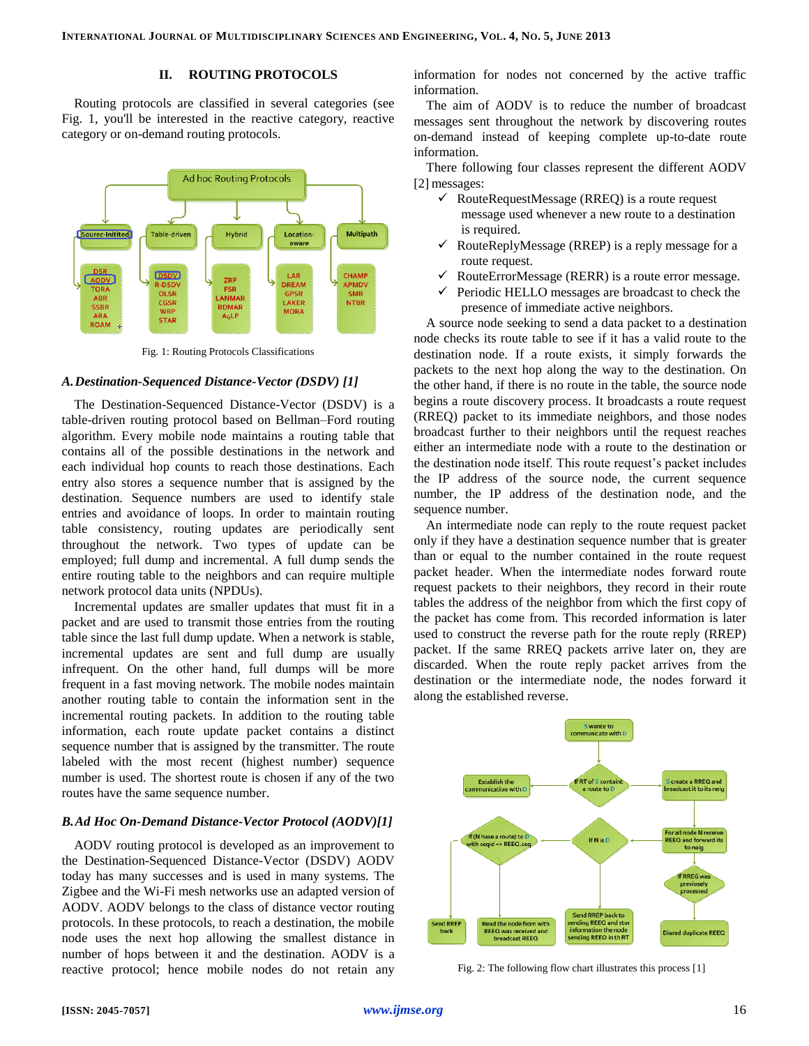## II. ROUTING PROTOCOLS

Routing protocols are classified in several categories (see Fig. 1, you'll be interested in the reactive category, reactive category or on-demand routing protocols.

Ad hoc Routing Protocols

Sourec-Initited
DSR
AODV
TORA
ABR
SSBR
ARA
ROAM

Table-driven
DSDV
R-DSDV
OLSR
CGSR
WRP
STAR

Hybrid
ZRP
FSR
LANMAR
RDMAR
A4LP

Location-aware
LAR
DREAM
GPSR
LAKER
MORA

Multipath
CHAMP
APMDV
SMR
NTBR

Fig. 1: Routing Protocols Classifications

### *A. Destination-Sequenced Distance-Vector (DSDV) [1]*

The Destination-Sequenced Distance-Vector (DSDV) is a table-driven routing protocol based on Bellman–Ford routing algorithm. Every mobile node maintains a routing table that contains all of the possible destinations in the network and each individual hop counts to reach those destinations. Each entry also stores a sequence number that is assigned by the destination. Sequence numbers are used to identify stale entries and avoidance of loops. In order to maintain routing table consistency, routing updates are periodically sent throughout the network. Two types of update can be employed; full dump and incremental. A full dump sends the entire routing table to the neighbors and can require multiple network protocol data units (NPDUs).

Incremental updates are smaller updates that must fit in a packet and are used to transmit those entries from the routing table since the last full dump update. When a network is stable, incremental updates are sent and full dump are usually infrequent. On the other hand, full dumps will be more frequent in a fast moving network. The mobile nodes maintain another routing table to contain the information sent in the incremental routing packets. In addition to the routing table information, each route update packet contains a distinct sequence number that is assigned by the transmitter. The route labeled with the most recent (highest number) sequence number is used. The shortest route is chosen if any of the two routes have the same sequence number.

### *B. Ad Hoc On-Demand Distance-Vector Protocol (AODV)[1]*

AODV routing protocol is developed as an improvement to the Destination-Sequenced Distance-Vector (DSDV) AODV today has many successes and is used in many systems. The Zigbee and the Wi-Fi mesh networks use an adapted version of AODV. AODV belongs to the class of distance vector routing protocols. In these protocols, to reach a destination, the mobile node uses the next hop allowing the smallest distance in number of hops between it and the destination. AODV is a reactive protocol; hence mobile nodes do not retain any information for nodes not concerned by the active traffic information.

The aim of AODV is to reduce the number of broadcast messages sent throughout the network by discovering routes on-demand instead of keeping complete up-to-date route information.

There following four classes represent the different AODV [2] messages:

- ✓ RouteRequestMessage (RREQ) is a route request message used whenever a new route to a destination is required.
- ✓ RouteReplyMessage (RREP) is a reply message for a route request.
- ✓ RouteErrorMessage (RERR) is a route error message.
- ✓ Periodic HELLO messages are broadcast to check the presence of immediate active neighbors.

A source node seeking to send a data packet to a destination node checks its route table to see if it has a valid route to the destination node. If a route exists, it simply forwards the packets to the next hop along the way to the destination. On the other hand, if there is no route in the table, the source node begins a route discovery process. It broadcasts a route request (RREQ) packet to its immediate neighbors, and those nodes broadcast further to their neighbors until the request reaches either an intermediate node with a route to the destination or the destination node itself. This route request's packet includes the IP address of the source node, the current sequence number, the IP address of the destination node, and the sequence number.

An intermediate node can reply to the route request packet only if they have a destination sequence number that is greater than or equal to the number contained in the route request packet header. When the intermediate nodes forward route request packets to their neighbors, they record in their route tables the address of the neighbor from which the first copy of the packet has come from. This recorded information is later used to construct the reverse path for the route reply (RREP) packet. If the same RREQ packets arrive later on, they are discarded. When the route reply packet arrives from the destination or the intermediate node, the nodes forward it along the established reverse.

S wante to communicate with D

If RT of S contains a route to D

Establish the communication with D

S create a RREQ and breadcast it to its neig

For all node N receive REEQ and forward its to neig

If RREG was previosely processed

Diared duplicate RREQ

If N is D

Send RREP back to sending REEQ and stor information the node sending REEQ in th RT

If (N hase a route) to D with seqid -> REEQ.seq

Send RREP back

Read the node from with REEQ was received and breadcast REEQ

Fig. 2: The following flow chart illustrates this process [1]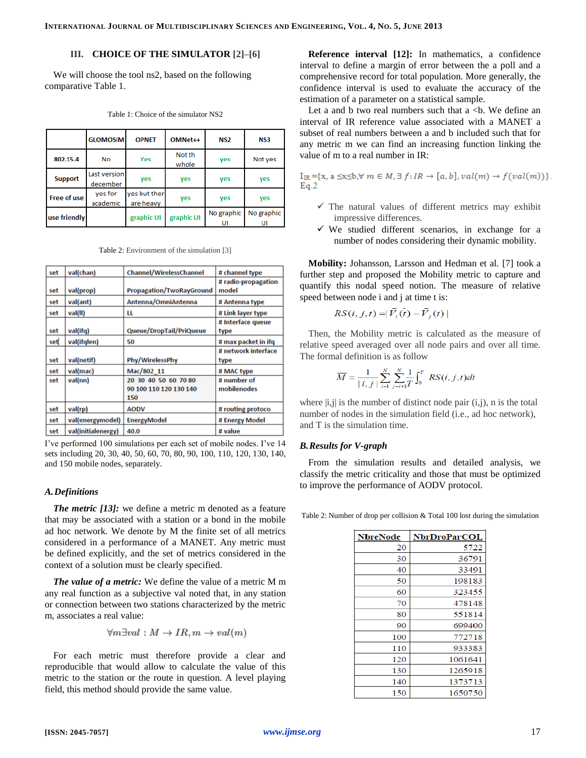## III. CHOICE OF THE SIMULATOR [2]–[6]

We will choose the tool ns2, based on the following comparative Table 1.

Table 1: Choice of the simulator NS2

| | GLOMOSIM | OPNET | OMNet++ | NS2 | NS3 |
|---|---|---|---|---|---|
| 802.15.4 | No | Yes | Not th whole | yes | Not yes |
| Support | Last version december | yes | yes | yes | yes |
| Free of use | yes for academic | yes but ther are heavy | yes | yes | yes |
| use friendly | | graphic UI | graphic UI | No graphic UI | No graphic UI |

Table 2: Environment of the simulation [3]

| | | | |
|---|---|---|---|
| set | val(chan) | Channel/WirelessChannel | # channel type |
| set | val(prop) | Propagation/TwoRayGround | # radio-propagation model |
| set | val(ant) | Antenna/OmniAntenna | # Antenna type |
| set | val(ll) | LL | # Link layer type |
| set | val(ifq) | Queue/DropTail/PriQueue | # Interface queue type |
| set | val(ifqlen) | 50 | # max packet in ifq |
| set | val(netif) | Phy/WirelessPhy | # network interface type |
| set | val(mac) | Mac/802_11 | # MAC type |
| set | val(nn) | 20 30 40 50 60 70 80 90 100 110 120 130 140 150 | # number of mobilenodes |
| set | val(rp) | AODV | # routing protoco |
| set | val(energymodel) | EnergyModel | # Energy Model |
| set | val(initialenergy) | 40.0 | # value |

I've performed 100 simulations per each set of mobile nodes. I've 14 sets including 20, 30, 40, 50, 60, 70, 80, 90, 100, 110, 120, 130, 140, and 150 mobile nodes, separately.

### A. Definitions

***The metric [13]:*** we define a metric m denoted as a feature that may be associated with a station or a bond in the mobile ad hoc network. We denote by M the finite set of all metrics considered in a performance of a MANET. Any metric must be defined explicitly, and the set of metrics considered in the context of a solution must be clearly specified.

***The value of a metric:*** We define the value of a metric M m any real function as a subjective val noted that, in any station or connection between two stations characterized by the metric m, associates a real value:

$$\forall m \exists val : M \rightarrow IR, m \rightarrow val(m)$$

For each metric must therefore provide a clear and reproducible that would allow to calculate the value of this metric to the station or the route in question. A level playing field, this method should provide the same value.

**Reference interval [12]:** In mathematics, a confidence interval to define a margin of error between the a poll and a comprehensive record for total population. More generally, the confidence interval is used to evaluate the accuracy of the estimation of a parameter on a statistical sample.

Let a and b two real numbers such that a <b. We define an interval of IR reference value associated with a MANET a subset of real numbers between a and b included such that for any metric m we can find an increasing function linking the value of m to a real number in IR:

$I_{IR} = \{x,\ a \leq x \leq b, \forall\ m \in M, \exists\ f: IR \rightarrow [a,b], val(m) \rightarrow f(val(m))\}$. Eq.2

- ✓ The natural values of different metrics may exhibit impressive differences.
- ✓ We studied different scenarios, in exchange for a number of nodes considering their dynamic mobility.

**Mobility:** Johansson, Larsson and Hedman et al. [7] took a further step and proposed the Mobility metric to capture and quantify this nodal speed notion. The measure of relative speed between node i and j at time t is:

$$RS(i,j,t) = |\vec{V}_i(t) - \vec{V}_j(t)|$$

Then, the Mobility metric is calculated as the measure of relative speed averaged over all node pairs and over all time. The formal definition is as follow

$$\overline{M} = \frac{1}{|i,j|} \sum_{i=1}^{N} \sum_{j=i+1}^{N} \frac{1}{T} \int_0^T RS(i,j,t)dt$$

where |i,j| is the number of distinct node pair (i,j), n is the total number of nodes in the simulation field (i.e., ad hoc network), and T is the simulation time.

### B. Results for V-graph

From the simulation results and detailed analysis, we classify the metric criticality and those that must be optimized to improve the performance of AODV protocol.

Table 2: Number of drop per collision & Total 100 lost during the simulation

| NbreNode | NbrDroParCOL |
|---|---|
| 20 | 5722 |
| 30 | 36791 |
| 40 | 33491 |
| 50 | 198183 |
| 60 | 323455 |
| 70 | 478148 |
| 80 | 551814 |
| 90 | 699400 |
| 100 | 772718 |
| 110 | 933383 |
| 120 | 1061641 |
| 130 | 1265918 |
| 140 | 1373713 |
| 150 | 1650750 |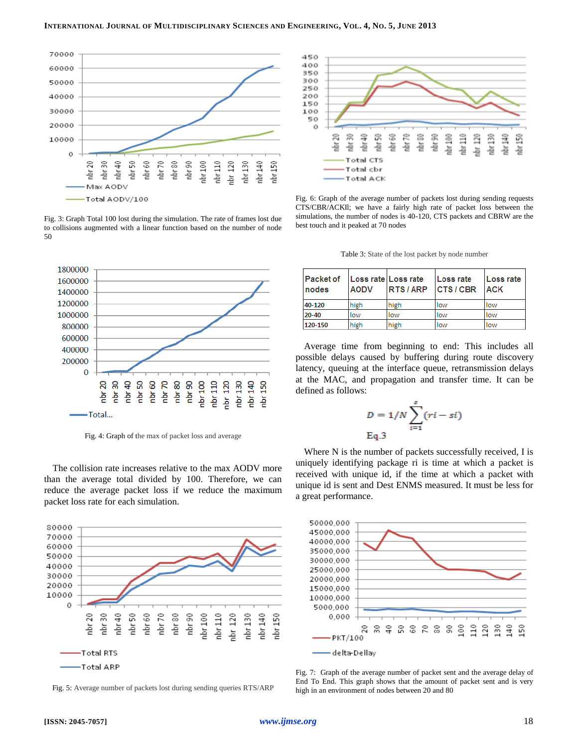Fig. 3: Graph Total 100 lost during the simulation. The rate of frames lost due to collisions augmented with a linear function based on the number of node 50

Fig. 4: Graph of the max of packet loss and average

The collision rate increases relative to the max AODV more than the average total divided by 100. Therefore, we can reduce the average packet loss if we reduce the maximum packet loss rate for each simulation.

Fig. 5: Average number of packets lost during sending queries RTS/ARP

Fig. 6: Graph of the average number of packets lost during sending requests CTS/CBR/ACKII; we have a fairly high rate of packet loss between the simulations, the number of nodes is 40-120, CTS packets and CBRW are the best touch and it peaked at 70 nodes

Table 3: State of the lost packet by node number

| Packet of nodes | Loss rate AODV | Loss rate RTS / ARP | Loss rate CTS / CBR | Loss rate ACK |
|---|---|---|---|---|
| 40-120 | high | high | low | low |
| 20-40 | low | low | low | low |
| 120-150 | high | high | low | low |

Average time from beginning to end: This includes all possible delays caused by buffering during route discovery latency, queuing at the interface queue, retransmission delays at the MAC, and propagation and transfer time. It can be defined as follows:

$$D = 1/N \sum_{i=1}^{s} (ri - si)$$

Eq.3

Where N is the number of packets successfully received, I is uniquely identifying package ri is time at which a packet is received with unique id, if the time at which a packet with unique id is sent and Dest ENMS measured. It must be less for a great performance.

Fig. 7: Graph of the average number of packet sent and the average delay of End To End. This graph shows that the amount of packet sent and is very high in an environment of nodes between 20 and 80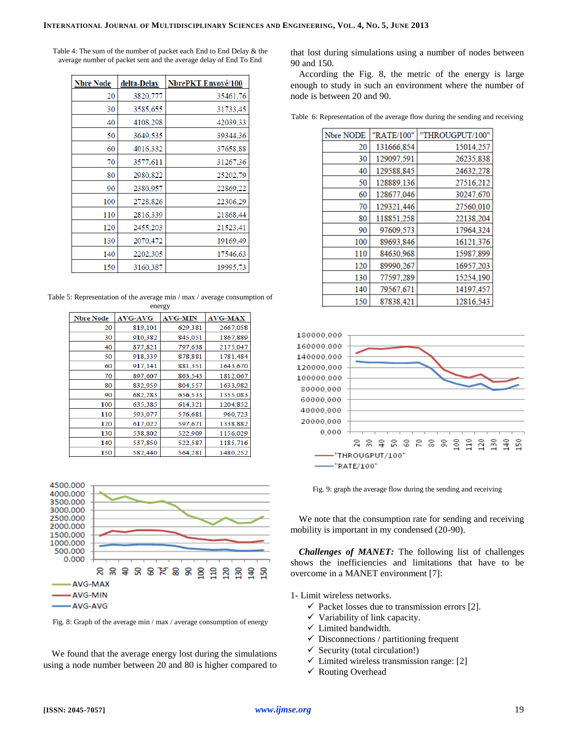Table 4: The sum of the number of packet each End to End Delay & the average number of packet sent and the average delay of End To End

| Nbre Node | delta-Delay | NbrePKT Envoyé/100 |
|---|---|---|
| 20 | 3820,777 | 35461,76 |
| 30 | 3585,655 | 31733,45 |
| 40 | 4108,298 | 42039,33 |
| 50 | 3649,535 | 39344,36 |
| 60 | 4016,332 | 37658,88 |
| 70 | 3577,611 | 31267,36 |
| 80 | 2980,822 | 25202,79 |
| 90 | 2380,957 | 22869,22 |
| 100 | 2728,826 | 22306,29 |
| 110 | 2816,339 | 21868,44 |
| 120 | 2455,203 | 21523,41 |
| 130 | 2070,472 | 19169,49 |
| 140 | 2202,305 | 17546,63 |
| 150 | 3160,387 | 19995,73 |

Table 5: Representation of the average min / max / average consumption of energy

| Nbre Node | AVG-AVG | AVG-MIN | AVG-MAX |
|---|---|---|---|
| 20 | 819,101 | 629,381 | 2667,058 |
| 30 | 910,382 | 845,051 | 1867,889 |
| 40 | 877,821 | 797,638 | 2175,047 |
| 50 | 918,339 | 878,881 | 1781,484 |
| 60 | 917,141 | 881,351 | 1643,670 |
| 70 | 897,607 | 863,543 | 1812,067 |
| 80 | 832,959 | 804,557 | 1633,982 |
| 90 | 682,283 | 656,533 | 1355,083 |
| 100 | 635,385 | 614,321 | 1204,852 |
| 110 | 593,077 | 576,681 | 960,723 |
| 120 | 617,022 | 597,671 | 1338,882 |
| 130 | 538,802 | 522,909 | 1156,029 |
| 140 | 537,850 | 522,587 | 1185,716 |
| 150 | 582,440 | 564,281 | 1480,252 |

Fig. 8: Graph of the average min / max / average consumption of energy

We found that the average energy lost during the simulations using a node number between 20 and 80 is higher compared to that lost during simulations using a number of nodes between 90 and 150.

According the Fig. 8, the metric of the energy is large enough to study in such an environment where the number of node is between 20 and 90.

Table 6: Representation of the average flow during the sending and receiving

| Nbre NODE | "RATE/100" | "THROUGPUT/100" |
|---|---|---|
| 20 | 131666,854 | 15014,257 |
| 30 | 129097,591 | 26235,838 |
| 40 | 129588,845 | 24632,278 |
| 50 | 128889,136 | 27516,212 |
| 60 | 128677,046 | 30247,670 |
| 70 | 129321,446 | 27560,010 |
| 80 | 118851,258 | 22138,204 |
| 90 | 97609,573 | 17964,324 |
| 100 | 89693,846 | 16121,376 |
| 110 | 84630,968 | 15987,899 |
| 120 | 89990,267 | 16957,203 |
| 130 | 77597,289 | 15254,190 |
| 140 | 79567,671 | 14197,457 |
| 150 | 87838,421 | 12816,543 |

Fig. 9: graph the average flow during the sending and receiving

We note that the consumption rate for sending and receiving mobility is important in my condensed (20-90).

***Challenges of MANET:*** The following list of challenges shows the inefficiencies and limitations that have to be overcome in a MANET environment [7]:

1- Limit wireless networks.

- ✓ Packet losses due to transmission errors [2].
- ✓ Variability of link capacity.
- ✓ Limited bandwidth.
- ✓ Disconnections / partitioning frequent
- ✓ Security (total circulation!)
- ✓ Limited wireless transmission range: [2]
- ✓ Routing Overhead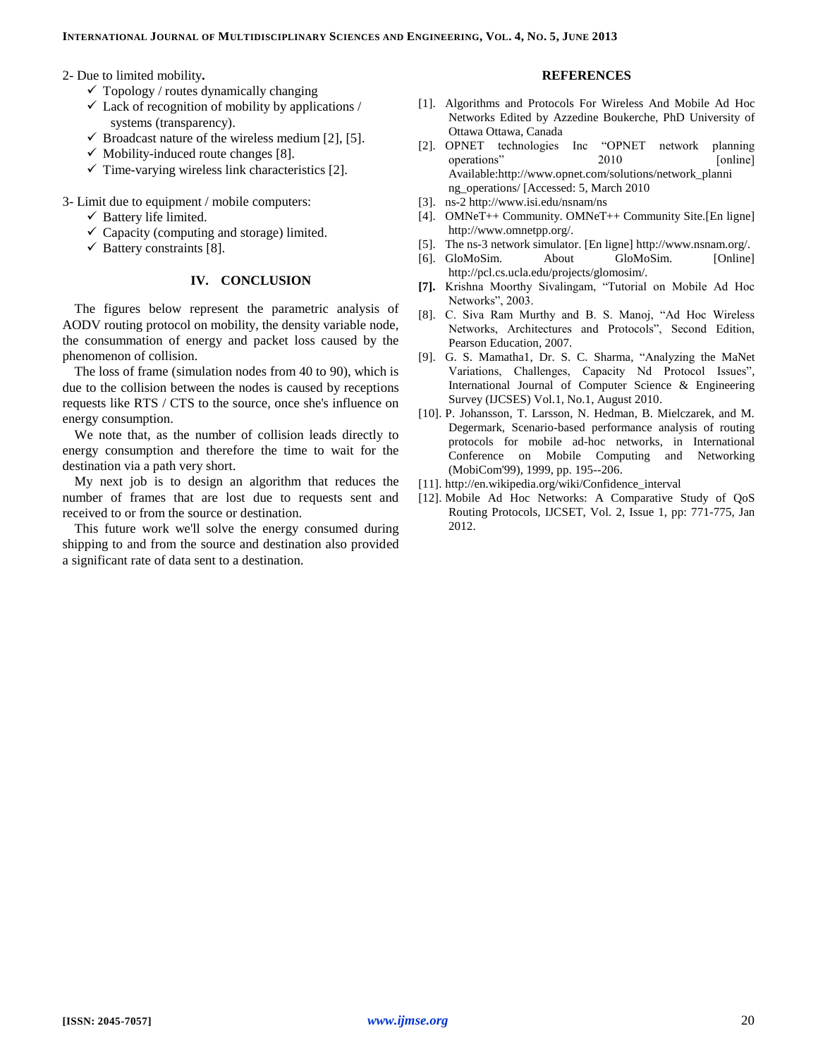2- Due to limited mobility**.**

- ✓ Topology / routes dynamically changing
- ✓ Lack of recognition of mobility by applications / systems (transparency).
- ✓ Broadcast nature of the wireless medium [2], [5].
- ✓ Mobility-induced route changes [8].
- ✓ Time-varying wireless link characteristics [2].

3- Limit due to equipment / mobile computers:

- ✓ Battery life limited.
- ✓ Capacity (computing and storage) limited.
- ✓ Battery constraints [8].

## IV. CONCLUSION

The figures below represent the parametric analysis of AODV routing protocol on mobility, the density variable node, the consummation of energy and packet loss caused by the phenomenon of collision.

The loss of frame (simulation nodes from 40 to 90), which is due to the collision between the nodes is caused by receptions requests like RTS / CTS to the source, once she's influence on energy consumption.

We note that, as the number of collision leads directly to energy consumption and therefore the time to wait for the destination via a path very short.

My next job is to design an algorithm that reduces the number of frames that are lost due to requests sent and received to or from the source or destination.

This future work we'll solve the energy consumed during shipping to and from the source and destination also provided a significant rate of data sent to a destination.

## REFERENCES

[1]. Algorithms and Protocols For Wireless And Mobile Ad Hoc Networks Edited by Azzedine Boukerche, PhD University of Ottawa Ottawa, Canada

[2]. OPNET technologies Inc "OPNET network planning operations" 2010 [online] Available:http://www.opnet.com/solutions/network_planning_operations/ [Accessed: 5, March 2010

[3]. ns-2 http://www.isi.edu/nsnam/ns

[4]. OMNeT++ Community. OMNeT++ Community Site.[En ligne] http://www.omnetpp.org/.

[5]. The ns-3 network simulator. [En ligne] http://www.nsnam.org/.

[6]. GloMoSim. About GloMoSim. [Online] http://pcl.cs.ucla.edu/projects/glomosim/.

**[7].** Krishna Moorthy Sivalingam, "Tutorial on Mobile Ad Hoc Networks", 2003.

[8]. C. Siva Ram Murthy and B. S. Manoj, "Ad Hoc Wireless Networks, Architectures and Protocols", Second Edition, Pearson Education, 2007.

[9]. G. S. Mamatha1, Dr. S. C. Sharma, "Analyzing the MaNet Variations, Challenges, Capacity Nd Protocol Issues", International Journal of Computer Science & Engineering Survey (IJCSES) Vol.1, No.1, August 2010.

[10]. P. Johansson, T. Larsson, N. Hedman, B. Mielczarek, and M. Degermark, Scenario-based performance analysis of routing protocols for mobile ad-hoc networks, in International Conference on Mobile Computing and Networking (MobiCom'99), 1999, pp. 195--206.

[11]. http://en.wikipedia.org/wiki/Confidence_interval

[12]. Mobile Ad Hoc Networks: A Comparative Study of QoS Routing Protocols, IJCSET, Vol. 2, Issue 1, pp: 771-775, Jan 2012.